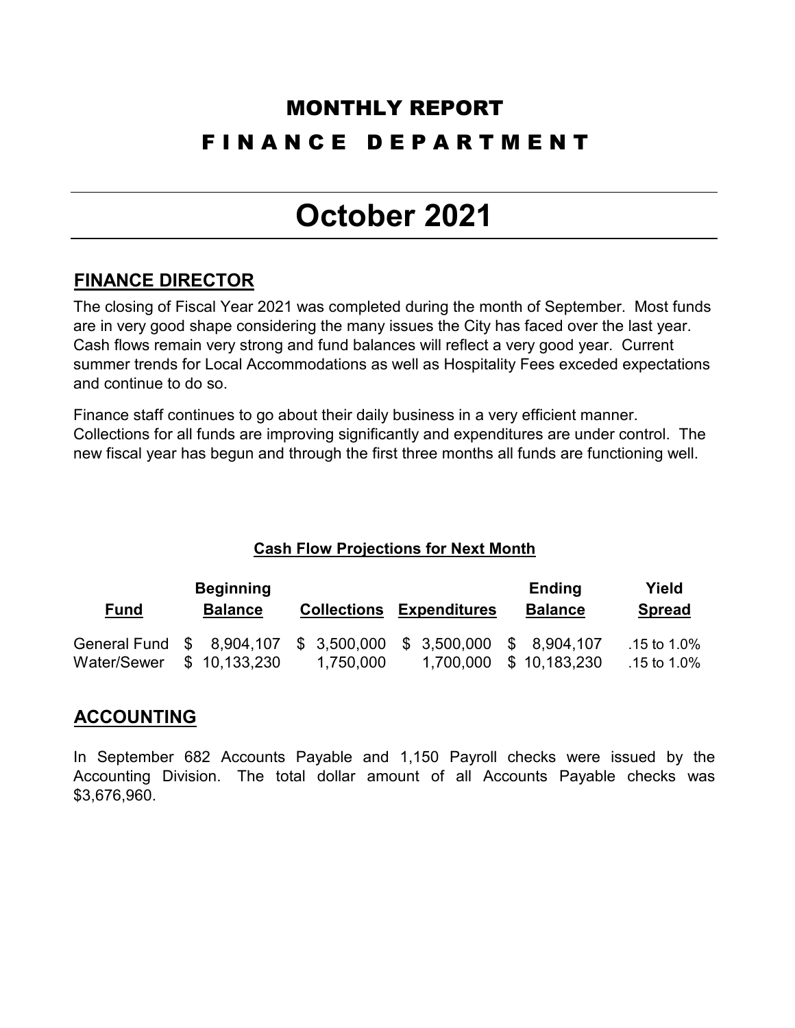# MONTHLY REPORT

# FINANCE DEPARTMENT

# October 2021

## FINANCE DIRECTOR

The closing of Fiscal Year 2021 was completed during the month of September. Most funds are in very good shape considering the many issues the City has faced over the last year. Cash flows remain very strong and fund balances will reflect a very good year. Current summer trends for Local Accommodations as well as Hospitality Fees exceded expectations and continue to do so.

Finance staff continues to go about their daily business in a very efficient manner. Collections for all funds are improving significantly and expenditures are under control. The new fiscal year has begun and through the first three months all funds are functioning well.

**Cash Flow Projections for Next Month**

| Fund | Beginning Balance | Collections | Expenditures | Ending Balance | Yield Spread |
|---|---|---|---|---|---|
| General Fund | $ 8,904,107 | $ 3,500,000 | $ 3,500,000 | $ 8,904,107 | .15 to 1.0% |
| Water/Sewer | $ 10,133,230 | 1,750,000 | 1,700,000 | $ 10,183,230 | .15 to 1.0% |

## ACCOUNTING

In September 682 Accounts Payable and 1,150 Payroll checks were issued by the Accounting Division. The total dollar amount of all Accounts Payable checks was $3,676,960.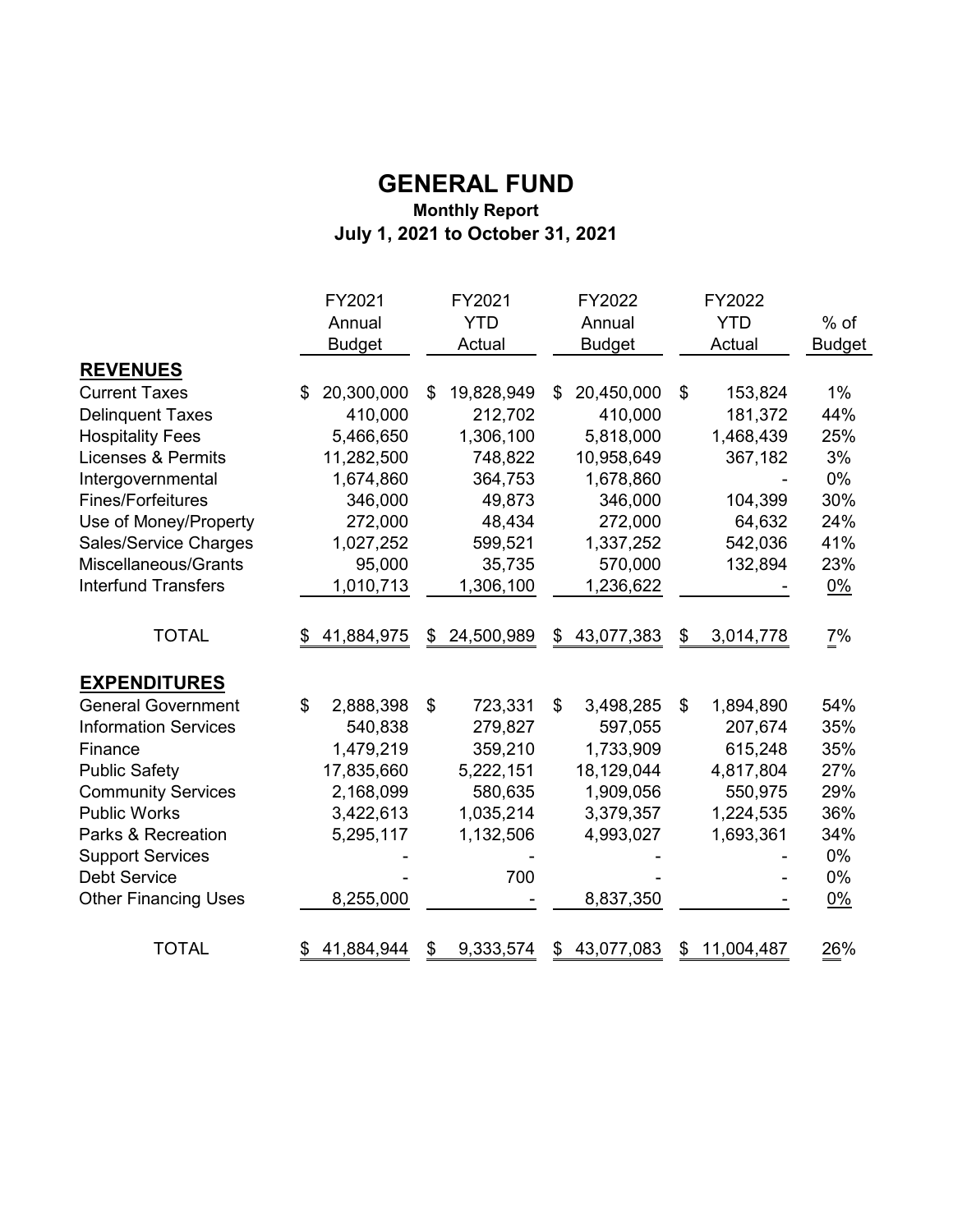# GENERAL FUND

## Monthly Report

## July 1, 2021 to October 31, 2021

| | FY2021 Annual Budget | FY2021 YTD Actual | FY2022 Annual Budget | FY2022 YTD Actual | % of Budget |
|---|---|---|---|---|---|
| **REVENUES** | | | | | |
| Current Taxes | $ 20,300,000 | $ 19,828,949 | $ 20,450,000 | $ 153,824 | 1% |
| Delinquent Taxes | 410,000 | 212,702 | 410,000 | 181,372 | 44% |
| Hospitality Fees | 5,466,650 | 1,306,100 | 5,818,000 | 1,468,439 | 25% |
| Licenses & Permits | 11,282,500 | 748,822 | 10,958,649 | 367,182 | 3% |
| Intergovernmental | 1,674,860 | 364,753 | 1,678,860 | - | 0% |
| Fines/Forfeitures | 346,000 | 49,873 | 346,000 | 104,399 | 30% |
| Use of Money/Property | 272,000 | 48,434 | 272,000 | 64,632 | 24% |
| Sales/Service Charges | 1,027,252 | 599,521 | 1,337,252 | 542,036 | 41% |
| Miscellaneous/Grants | 95,000 | 35,735 | 570,000 | 132,894 | 23% |
| Interfund Transfers | 1,010,713 | 1,306,100 | 1,236,622 | - | 0% |
| TOTAL | $ 41,884,975 | $ 24,500,989 | $ 43,077,383 | $ 3,014,778 | 7% |
| **EXPENDITURES** | | | | | |
| General Government | $ 2,888,398 | $ 723,331 | $ 3,498,285 | $ 1,894,890 | 54% |
| Information Services | 540,838 | 279,827 | 597,055 | 207,674 | 35% |
| Finance | 1,479,219 | 359,210 | 1,733,909 | 615,248 | 35% |
| Public Safety | 17,835,660 | 5,222,151 | 18,129,044 | 4,817,804 | 27% |
| Community Services | 2,168,099 | 580,635 | 1,909,056 | 550,975 | 29% |
| Public Works | 3,422,613 | 1,035,214 | 3,379,357 | 1,224,535 | 36% |
| Parks & Recreation | 5,295,117 | 1,132,506 | 4,993,027 | 1,693,361 | 34% |
| Support Services | - | - | - | - | 0% |
| Debt Service | - | 700 | - | - | 0% |
| Other Financing Uses | 8,255,000 | - | 8,837,350 | - | 0% |
| TOTAL | $ 41,884,944 | $ 9,333,574 | $ 43,077,083 | $ 11,004,487 | 26% |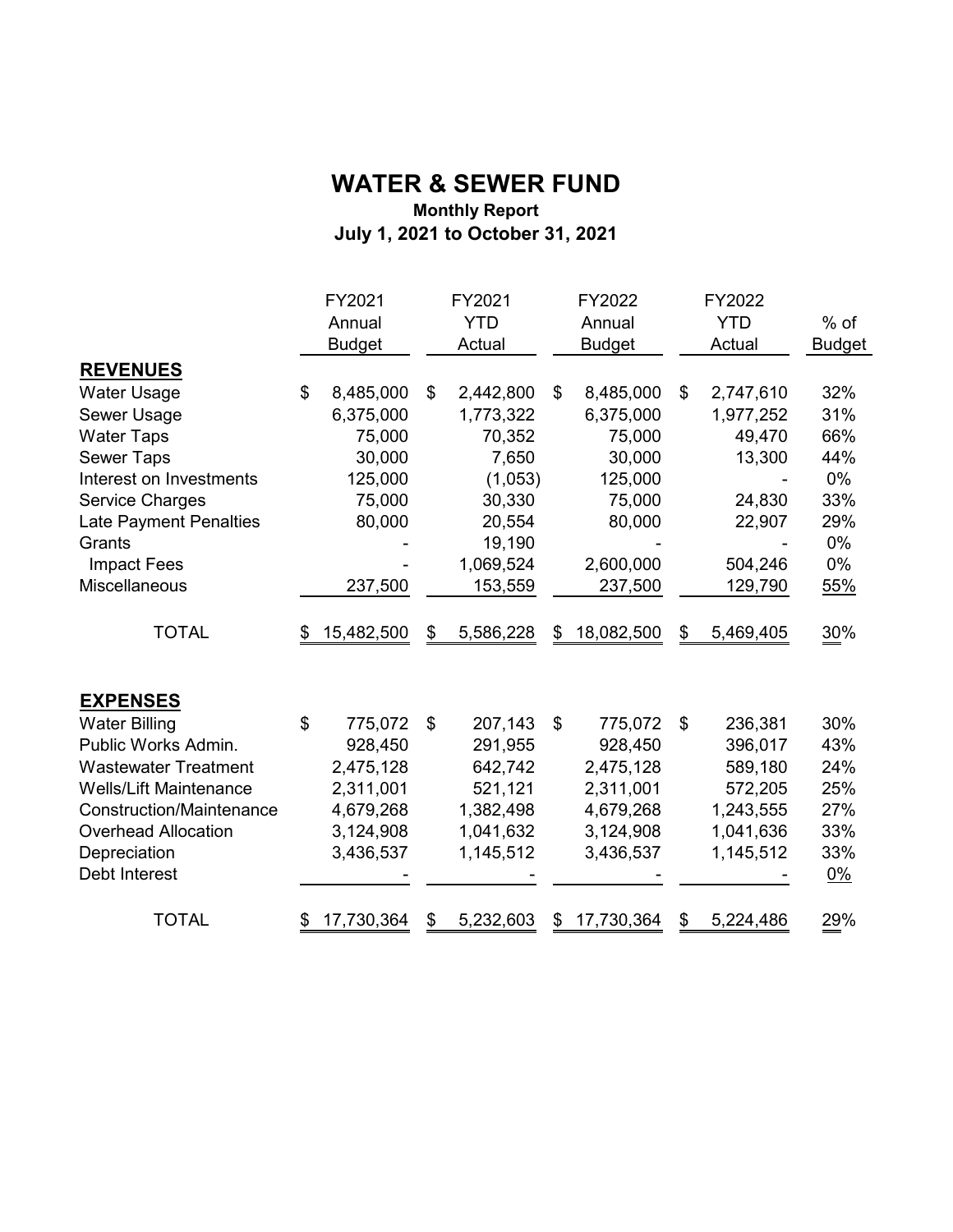# WATER & SEWER FUND

**Monthly Report**

**July 1, 2021 to October 31, 2021**

| | FY2021 Annual Budget | FY2021 YTD Actual | FY2022 Annual Budget | FY2022 YTD Actual | % of Budget |
|---|---|---|---|---|---|
| **REVENUES** | | | | | |
| Water Usage | $ 8,485,000 | $ 2,442,800 | $ 8,485,000 | $ 2,747,610 | 32% |
| Sewer Usage | 6,375,000 | 1,773,322 | 6,375,000 | 1,977,252 | 31% |
| Water Taps | 75,000 | 70,352 | 75,000 | 49,470 | 66% |
| Sewer Taps | 30,000 | 7,650 | 30,000 | 13,300 | 44% |
| Interest on Investments | 125,000 | (1,053) | 125,000 | - | 0% |
| Service Charges | 75,000 | 30,330 | 75,000 | 24,830 | 33% |
| Late Payment Penalties | 80,000 | 20,554 | 80,000 | 22,907 | 29% |
| Grants | - | 19,190 | - | - | 0% |
| Impact Fees | - | 1,069,524 | 2,600,000 | 504,246 | 0% |
| Miscellaneous | 237,500 | 153,559 | 237,500 | 129,790 | 55% |
| TOTAL | $ 15,482,500 | $ 5,586,228 | $ 18,082,500 | $ 5,469,405 | 30% |
| **EXPENSES** | | | | | |
| Water Billing | $ 775,072 | $ 207,143 | $ 775,072 | $ 236,381 | 30% |
| Public Works Admin. | 928,450 | 291,955 | 928,450 | 396,017 | 43% |
| Wastewater Treatment | 2,475,128 | 642,742 | 2,475,128 | 589,180 | 24% |
| Wells/Lift Maintenance | 2,311,001 | 521,121 | 2,311,001 | 572,205 | 25% |
| Construction/Maintenance | 4,679,268 | 1,382,498 | 4,679,268 | 1,243,555 | 27% |
| Overhead Allocation | 3,124,908 | 1,041,632 | 3,124,908 | 1,041,636 | 33% |
| Depreciation | 3,436,537 | 1,145,512 | 3,436,537 | 1,145,512 | 33% |
| Debt Interest | - | - | - | - | 0% |
| TOTAL | $ 17,730,364 | $ 5,232,603 | $ 17,730,364 | $ 5,224,486 | 29% |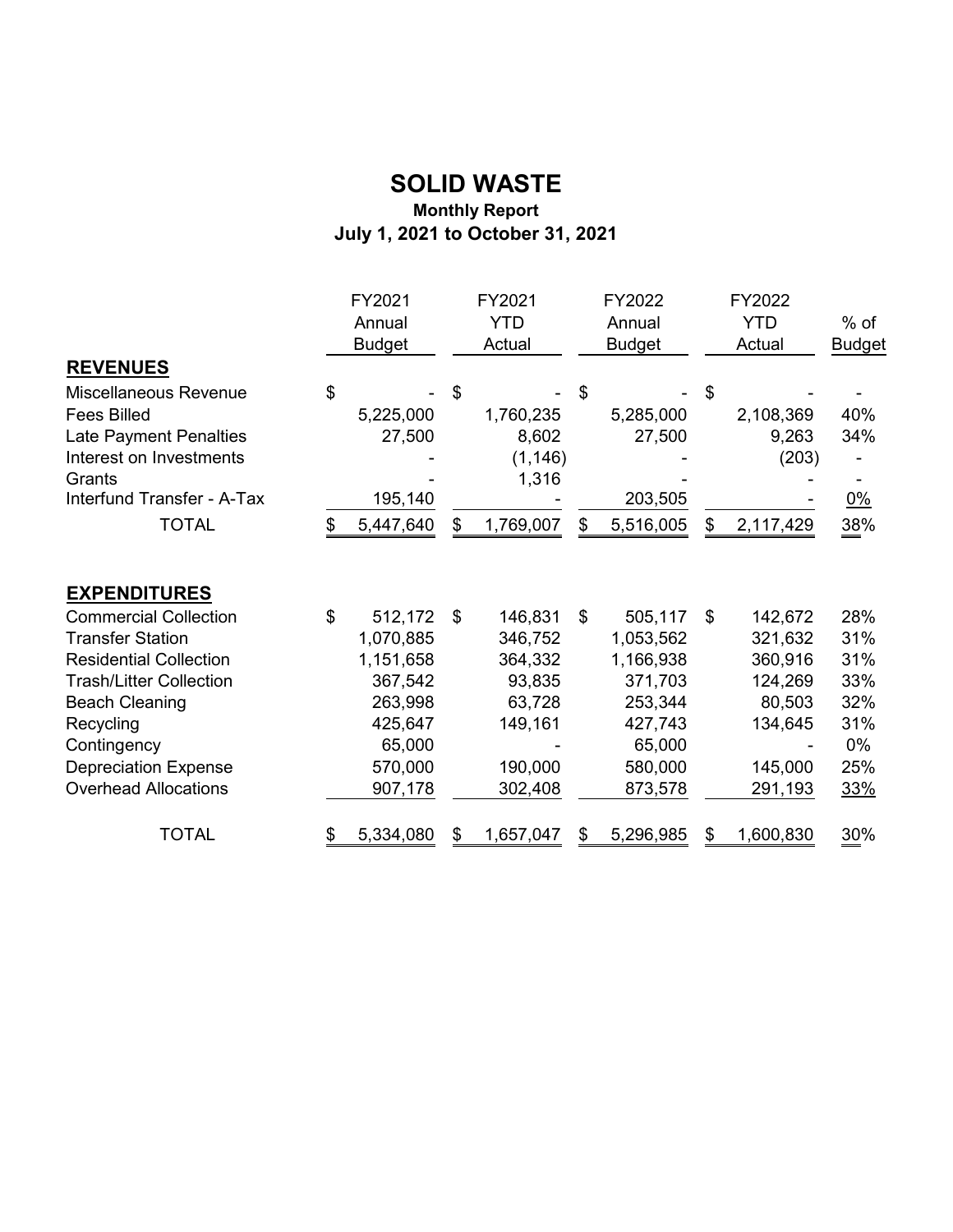# SOLID WASTE

### Monthly Report

### July 1, 2021 to October 31, 2021

| | FY2021 Annual Budget | FY2021 YTD Actual | FY2022 Annual Budget | FY2022 YTD Actual | % of Budget |
|---|---|---|---|---|---|
| **REVENUES** | | | | | |
| Miscellaneous Revenue | $ - | $ - | $ - | $ - | - |
| Fees Billed | 5,225,000 | 1,760,235 | 5,285,000 | 2,108,369 | 40% |
| Late Payment Penalties | 27,500 | 8,602 | 27,500 | 9,263 | 34% |
| Interest on Investments | - | (1,146) | - | (203) | - |
| Grants | - | 1,316 | - | - | - |
| Interfund Transfer - A-Tax | 195,140 | - | 203,505 | - | 0% |
| TOTAL | $ 5,447,640 | $ 1,769,007 | $ 5,516,005 | $ 2,117,429 | 38% |
| | | | | | |
| **EXPENDITURES** | | | | | |
| Commercial Collection | $ 512,172 | $ 146,831 | $ 505,117 | $ 142,672 | 28% |
| Transfer Station | 1,070,885 | 346,752 | 1,053,562 | 321,632 | 31% |
| Residential Collection | 1,151,658 | 364,332 | 1,166,938 | 360,916 | 31% |
| Trash/Litter Collection | 367,542 | 93,835 | 371,703 | 124,269 | 33% |
| Beach Cleaning | 263,998 | 63,728 | 253,344 | 80,503 | 32% |
| Recycling | 425,647 | 149,161 | 427,743 | 134,645 | 31% |
| Contingency | 65,000 | - | 65,000 | - | 0% |
| Depreciation Expense | 570,000 | 190,000 | 580,000 | 145,000 | 25% |
| Overhead Allocations | 907,178 | 302,408 | 873,578 | 291,193 | 33% |
| TOTAL | $ 5,334,080 | $ 1,657,047 | $ 5,296,985 | $ 1,600,830 | 30% |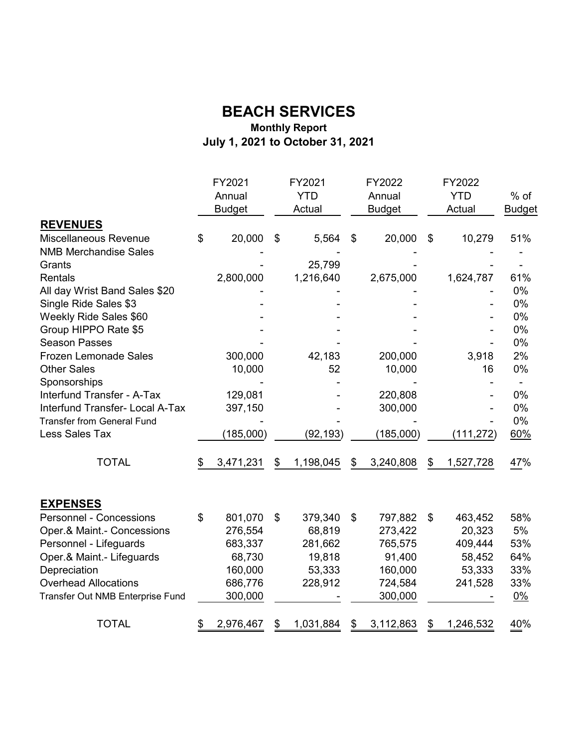# BEACH SERVICES

**Monthly Report**

**July 1, 2021 to October 31, 2021**

| | FY2021 Annual Budget | FY2021 YTD Actual | FY2022 Annual Budget | FY2022 YTD Actual | % of Budget |
|---|---|---|---|---|---|
| **REVENUES** | | | | | |
| Miscellaneous Revenue | $ 20,000 | $ 5,564 | $ 20,000 | $ 10,279 | 51% |
| NMB Merchandise Sales | - | - | - | - | - |
| Grants | - | 25,799 | - | - | - |
| Rentals | 2,800,000 | 1,216,640 | 2,675,000 | 1,624,787 | 61% |
| All day Wrist Band Sales $20 | - | - | - | - | 0% |
| Single Ride Sales $3 | - | - | - | - | 0% |
| Weekly Ride Sales $60 | - | - | - | - | 0% |
| Group HIPPO Rate $5 | - | - | - | - | 0% |
| Season Passes | - | - | - | - | 0% |
| Frozen Lemonade Sales | 300,000 | 42,183 | 200,000 | 3,918 | 2% |
| Other Sales | 10,000 | 52 | 10,000 | 16 | 0% |
| Sponsorships | - | - | - | - | - |
| Interfund Transfer - A-Tax | 129,081 | - | 220,808 | - | 0% |
| Interfund Transfer- Local A-Tax | 397,150 | - | 300,000 | - | 0% |
| Transfer from General Fund | - | - | - | - | 0% |
| Less Sales Tax | (185,000) | (92,193) | (185,000) | (111,272) | 60% |
| TOTAL | $ 3,471,231 | $ 1,198,045 | $ 3,240,808 | $ 1,527,728 | 47% |
| **EXPENSES** | | | | | |
| Personnel - Concessions | $ 801,070 | $ 379,340 | $ 797,882 | $ 463,452 | 58% |
| Oper.& Maint.- Concessions | 276,554 | 68,819 | 273,422 | 20,323 | 5% |
| Personnel - Lifeguards | 683,337 | 281,662 | 765,575 | 409,444 | 53% |
| Oper.& Maint.- Lifeguards | 68,730 | 19,818 | 91,400 | 58,452 | 64% |
| Depreciation | 160,000 | 53,333 | 160,000 | 53,333 | 33% |
| Overhead Allocations | 686,776 | 228,912 | 724,584 | 241,528 | 33% |
| Transfer Out NMB Enterprise Fund | 300,000 | - | 300,000 | - | 0% |
| TOTAL | $ 2,976,467 | $ 1,031,884 | $ 3,112,863 | $ 1,246,532 | 40% |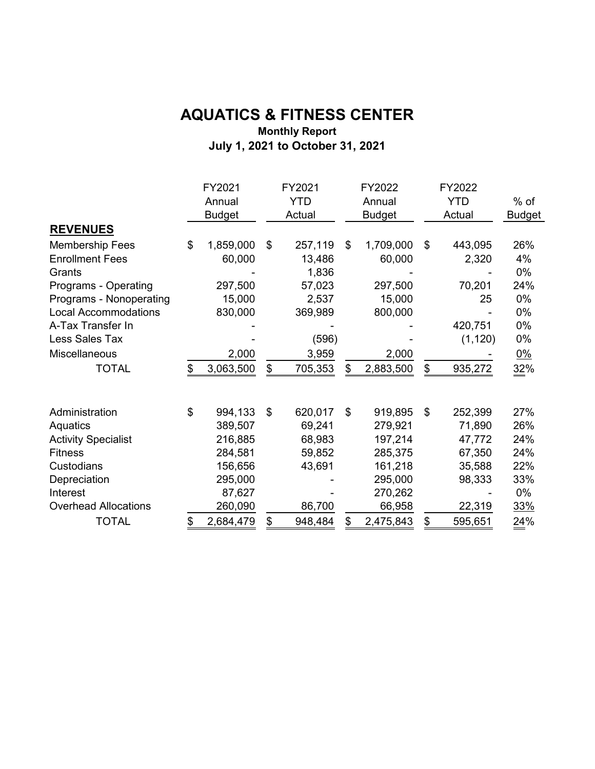# AQUATICS & FITNESS CENTER

**Monthly Report**

**July 1, 2021 to October 31, 2021**

| | FY2021 Annual Budget | FY2021 YTD Actual | FY2022 Annual Budget | FY2022 YTD Actual | % of Budget |
|---|---|---|---|---|---|
| **REVENUES** | | | | | |
| Membership Fees | $ 1,859,000 | $ 257,119 | $ 1,709,000 | $ 443,095 | 26% |
| Enrollment Fees | 60,000 | 13,486 | 60,000 | 2,320 | 4% |
| Grants | - | 1,836 | - | - | 0% |
| Programs - Operating | 297,500 | 57,023 | 297,500 | 70,201 | 24% |
| Programs - Nonoperating | 15,000 | 2,537 | 15,000 | 25 | 0% |
| Local Accommodations | 830,000 | 369,989 | 800,000 | - | 0% |
| A-Tax Transfer In | - | - | - | 420,751 | 0% |
| Less Sales Tax | - | (596) | - | (1,120) | 0% |
| Miscellaneous | 2,000 | 3,959 | 2,000 | - | 0% |
| TOTAL | $ 3,063,500 | $ 705,353 | $ 2,883,500 | $ 935,272 | 32% |
| | | | | | |
| Administration | $ 994,133 | $ 620,017 | $ 919,895 | $ 252,399 | 27% |
| Aquatics | 389,507 | 69,241 | 279,921 | 71,890 | 26% |
| Activity Specialist | 216,885 | 68,983 | 197,214 | 47,772 | 24% |
| Fitness | 284,581 | 59,852 | 285,375 | 67,350 | 24% |
| Custodians | 156,656 | 43,691 | 161,218 | 35,588 | 22% |
| Depreciation | 295,000 | - | 295,000 | 98,333 | 33% |
| Interest | 87,627 | - | 270,262 | - | 0% |
| Overhead Allocations | 260,090 | 86,700 | 66,958 | 22,319 | 33% |
| TOTAL | $ 2,684,479 | $ 948,484 | $ 2,475,843 | $ 595,651 | 24% |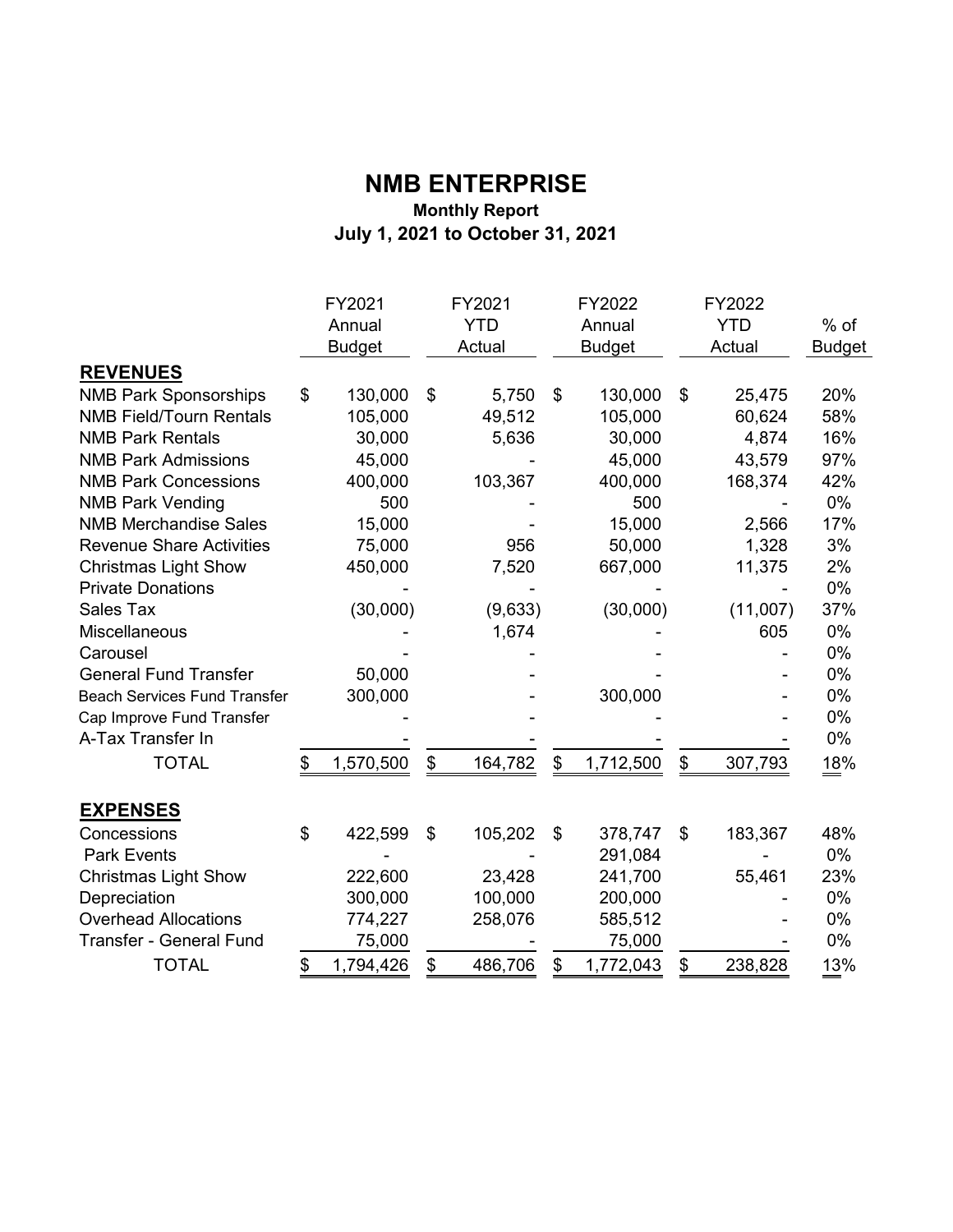# NMB ENTERPRISE

### Monthly Report

### July 1, 2021 to October 31, 2021

| | FY2021 Annual Budget | FY2021 YTD Actual | FY2022 Annual Budget | FY2022 YTD Actual | % of Budget |
|---|---|---|---|---|---|
| **REVENUES** | | | | | |
| NMB Park Sponsorships | $ 130,000 | $ 5,750 | $ 130,000 | $ 25,475 | 20% |
| NMB Field/Tourn Rentals | 105,000 | 49,512 | 105,000 | 60,624 | 58% |
| NMB Park Rentals | 30,000 | 5,636 | 30,000 | 4,874 | 16% |
| NMB Park Admissions | 45,000 | - | 45,000 | 43,579 | 97% |
| NMB Park Concessions | 400,000 | 103,367 | 400,000 | 168,374 | 42% |
| NMB Park Vending | 500 | - | 500 | - | 0% |
| NMB Merchandise Sales | 15,000 | - | 15,000 | 2,566 | 17% |
| Revenue Share Activities | 75,000 | 956 | 50,000 | 1,328 | 3% |
| Christmas Light Show | 450,000 | 7,520 | 667,000 | 11,375 | 2% |
| Private Donations | - | - | - | - | 0% |
| Sales Tax | (30,000) | (9,633) | (30,000) | (11,007) | 37% |
| Miscellaneous | - | 1,674 | - | 605 | 0% |
| Carousel | - | - | - | - | 0% |
| General Fund Transfer | 50,000 | - | - | - | 0% |
| Beach Services Fund Transfer | 300,000 | - | 300,000 | - | 0% |
| Cap Improve Fund Transfer | - | - | - | - | 0% |
| A-Tax Transfer In | - | - | - | - | 0% |
| TOTAL | $ 1,570,500 | $ 164,782 | $ 1,712,500 | $ 307,793 | 18% |
| **EXPENSES** | | | | | |
| Concessions | $ 422,599 | $ 105,202 | $ 378,747 | $ 183,367 | 48% |
| Park Events | - | - | 291,084 | - | 0% |
| Christmas Light Show | 222,600 | 23,428 | 241,700 | 55,461 | 23% |
| Depreciation | 300,000 | 100,000 | 200,000 | - | 0% |
| Overhead Allocations | 774,227 | 258,076 | 585,512 | - | 0% |
| Transfer - General Fund | 75,000 | - | 75,000 | - | 0% |
| TOTAL | $ 1,794,426 | $ 486,706 | $ 1,772,043 | $ 238,828 | 13% |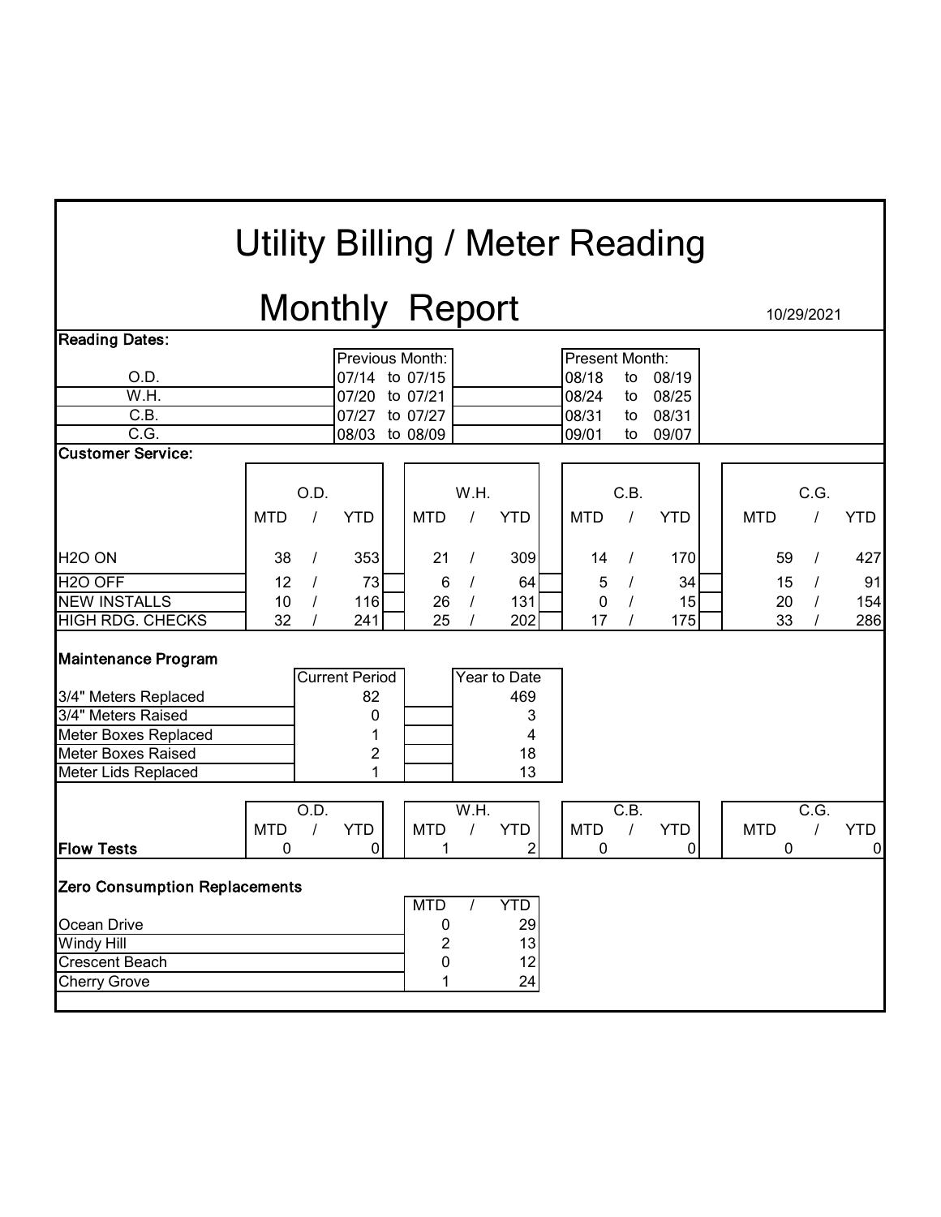# Utility Billing / Meter Reading

# Monthly Report

10/29/2021

**Reading Dates:**

| | Previous Month: | Present Month: |
|---|---|---|
| O.D. | 07/14 to 07/15 | 08/18 to 08/19 |
| W.H. | 07/20 to 07/21 | 08/24 to 08/25 |
| C.B. | 07/27 to 07/27 | 08/31 to 08/31 |
| C.G. | 08/03 to 08/09 | 09/01 to 09/07 |

**Customer Service:**

| | O.D. | | W.H. | | C.B. | | C.G. | |
|---|---|---|---|---|---|---|---|---|
| | MTD | YTD | MTD | YTD | MTD | YTD | MTD | YTD |
| H2O ON | 38 | 353 | 21 | 309 | 14 | 170 | 59 | 427 |
| H2O OFF | 12 | 73 | 6 | 64 | 5 | 34 | 15 | 91 |
| NEW INSTALLS | 10 | 116 | 26 | 131 | 0 | 15 | 20 | 154 |
| HIGH RDG. CHECKS | 32 | 241 | 25 | 202 | 17 | 175 | 33 | 286 |

**Maintenance Program**

| | Current Period | Year to Date |
|---|---|---|
| 3/4" Meters Replaced | 82 | 469 |
| 3/4" Meters Raised | 0 | 3 |
| Meter Boxes Replaced | 1 | 4 |
| Meter Boxes Raised | 2 | 18 |
| Meter Lids Replaced | 1 | 13 |

| | O.D. | | W.H. | | C.B. | | C.G. | |
|---|---|---|---|---|---|---|---|---|
| | MTD | YTD | MTD | YTD | MTD | YTD | MTD | YTD |
| **Flow Tests** | 0 | 0 | 1 | 2 | 0 | 0 | 0 | 0 |

**Zero Consumption Replacements**

| | MTD | YTD |
|---|---|---|
| Ocean Drive | 0 | 29 |
| Windy Hill | 2 | 13 |
| Crescent Beach | 0 | 12 |
| Cherry Grove | 1 | 24 |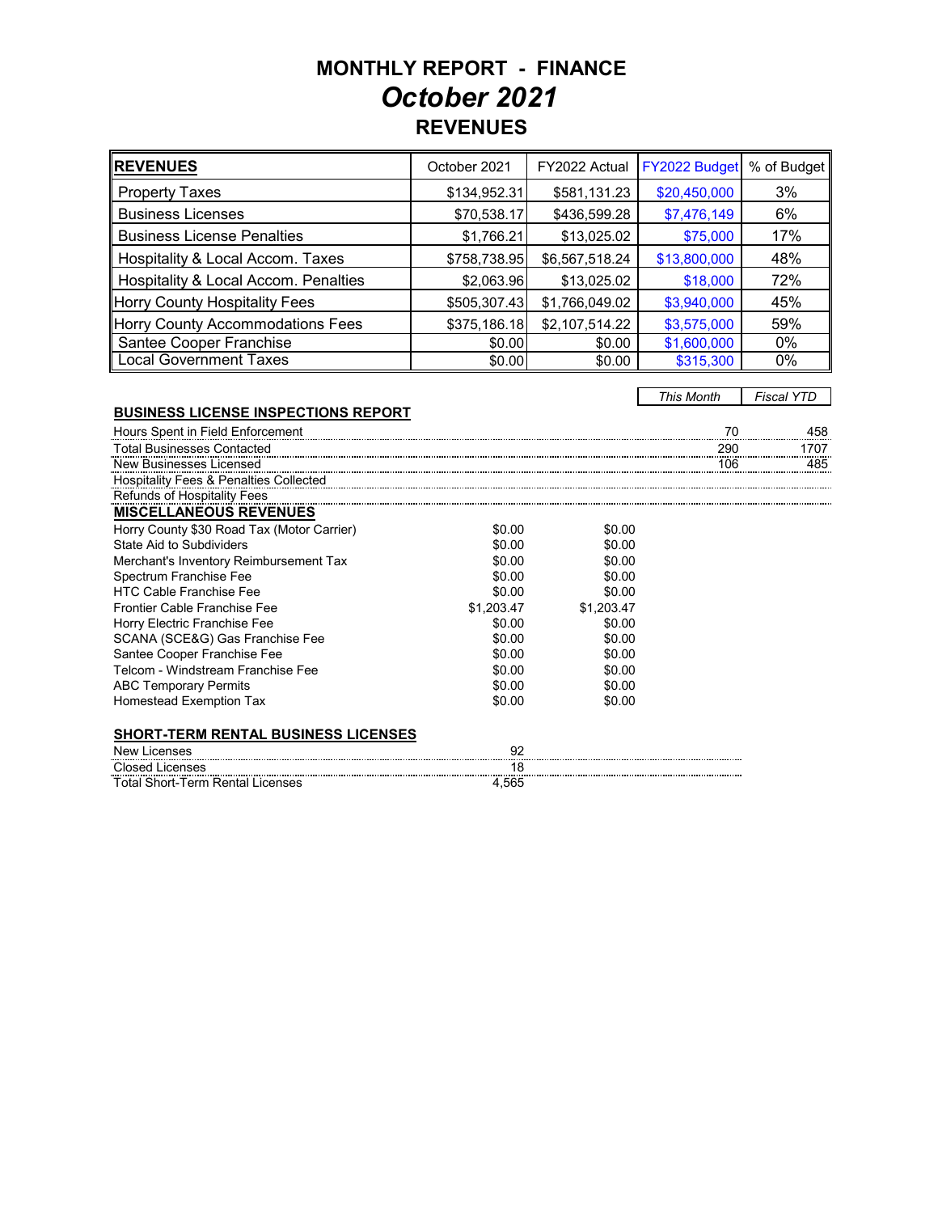# MONTHLY REPORT - FINANCE

## *October 2021*

## REVENUES

| **REVENUES** | October 2021 | FY2022 Actual | FY2022 Budget | % of Budget |
|---|---|---|---|---|
| Property Taxes | $134,952.31 | $581,131.23 | $20,450,000 | 3% |
| Business Licenses | $70,538.17 | $436,599.28 | $7,476,149 | 6% |
| Business License Penalties | $1,766.21 | $13,025.02 | $75,000 | 17% |
| Hospitality & Local Accom. Taxes | $758,738.95 | $6,567,518.24 | $13,800,000 | 48% |
| Hospitality & Local Accom. Penalties | $2,063.96 | $13,025.02 | $18,000 | 72% |
| Horry County Hospitality Fees | $505,307.43 | $1,766,049.02 | $3,940,000 | 45% |
| Horry County Accommodations Fees | $375,186.18 | $2,107,514.22 | $3,575,000 | 59% |
| Santee Cooper Franchise | $0.00 | $0.00 | $1,600,000 | 0% |
| Local Government Taxes | $0.00 | $0.00 | $315,300 | 0% |

| **BUSINESS LICENSE INSPECTIONS REPORT** | *This Month* | *Fiscal YTD* |
|---|---|---|
| Hours Spent in Field Enforcement | 70 | 458 |
| Total Businesses Contacted | 290 | 1707 |
| New Businesses Licensed | 106 | 485 |
| Hospitality Fees & Penalties Collected | | |
| Refunds of Hospitality Fees | | |

| **MISCELLANEOUS REVENUES** | | |
|---|---|---|
| Horry County $30 Road Tax (Motor Carrier) | $0.00 | $0.00 |
| State Aid to Subdividers | $0.00 | $0.00 |
| Merchant's Inventory Reimbursement Tax | $0.00 | $0.00 |
| Spectrum Franchise Fee | $0.00 | $0.00 |
| HTC Cable Franchise Fee | $0.00 | $0.00 |
| Frontier Cable Franchise Fee | $1,203.47 | $1,203.47 |
| Horry Electric Franchise Fee | $0.00 | $0.00 |
| SCANA (SCE&G) Gas Franchise Fee | $0.00 | $0.00 |
| Santee Cooper Franchise Fee | $0.00 | $0.00 |
| Telcom - Windstream Franchise Fee | $0.00 | $0.00 |
| ABC Temporary Permits | $0.00 | $0.00 |
| Homestead Exemption Tax | $0.00 | $0.00 |

| **SHORT-TERM RENTAL BUSINESS LICENSES** | |
|---|---|
| New Licenses | 92 |
| Closed Licenses | 18 |
| Total Short-Term Rental Licenses | 4,565 |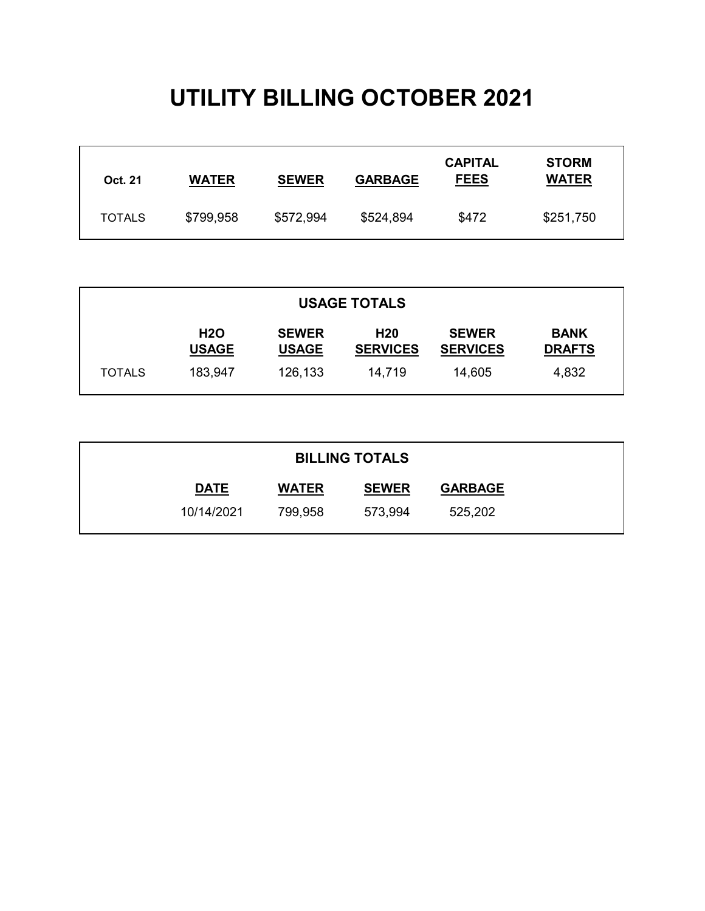# UTILITY BILLING OCTOBER 2021

| Oct. 21 | WATER | SEWER | GARBAGE | CAPITAL FEES | STORM WATER |
|---|---|---|---|---|---|
| TOTALS | $799,958 | $572,994 | $524,894 | $472 | $251,750 |

| USAGE TOTALS | | | | | |
|---|---|---|---|---|---|
| | H2O USAGE | SEWER USAGE | H20 SERVICES | SEWER SERVICES | BANK DRAFTS |
| TOTALS | 183,947 | 126,133 | 14,719 | 14,605 | 4,832 |

| BILLING TOTALS | | | |
|---|---|---|---|
| DATE | WATER | SEWER | GARBAGE |
| 10/14/2021 | 799,958 | 573,994 | 525,202 |